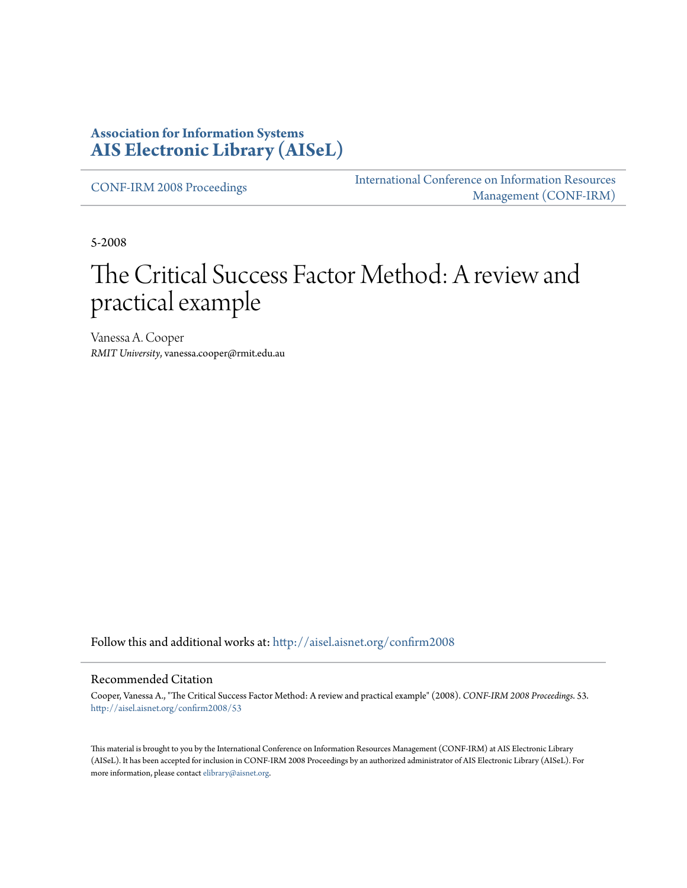**Association for Information Systems**
**AIS Electronic Library (AISeL)**

CONF-IRM 2008 Proceedings

International Conference on Information Resources Management (CONF-IRM)

5-2008

# The Critical Success Factor Method: A review and practical example

Vanessa A. Cooper
*RMIT University*, vanessa.cooper@rmit.edu.au

Follow this and additional works at: http://aisel.aisnet.org/confirm2008

## Recommended Citation

Cooper, Vanessa A., "The Critical Success Factor Method: A review and practical example" (2008). *CONF-IRM 2008 Proceedings*. 53. http://aisel.aisnet.org/confirm2008/53

This material is brought to you by the International Conference on Information Resources Management (CONF-IRM) at AIS Electronic Library (AISeL). It has been accepted for inclusion in CONF-IRM 2008 Proceedings by an authorized administrator of AIS Electronic Library (AISeL). For more information, please contact elibrary@aisnet.org.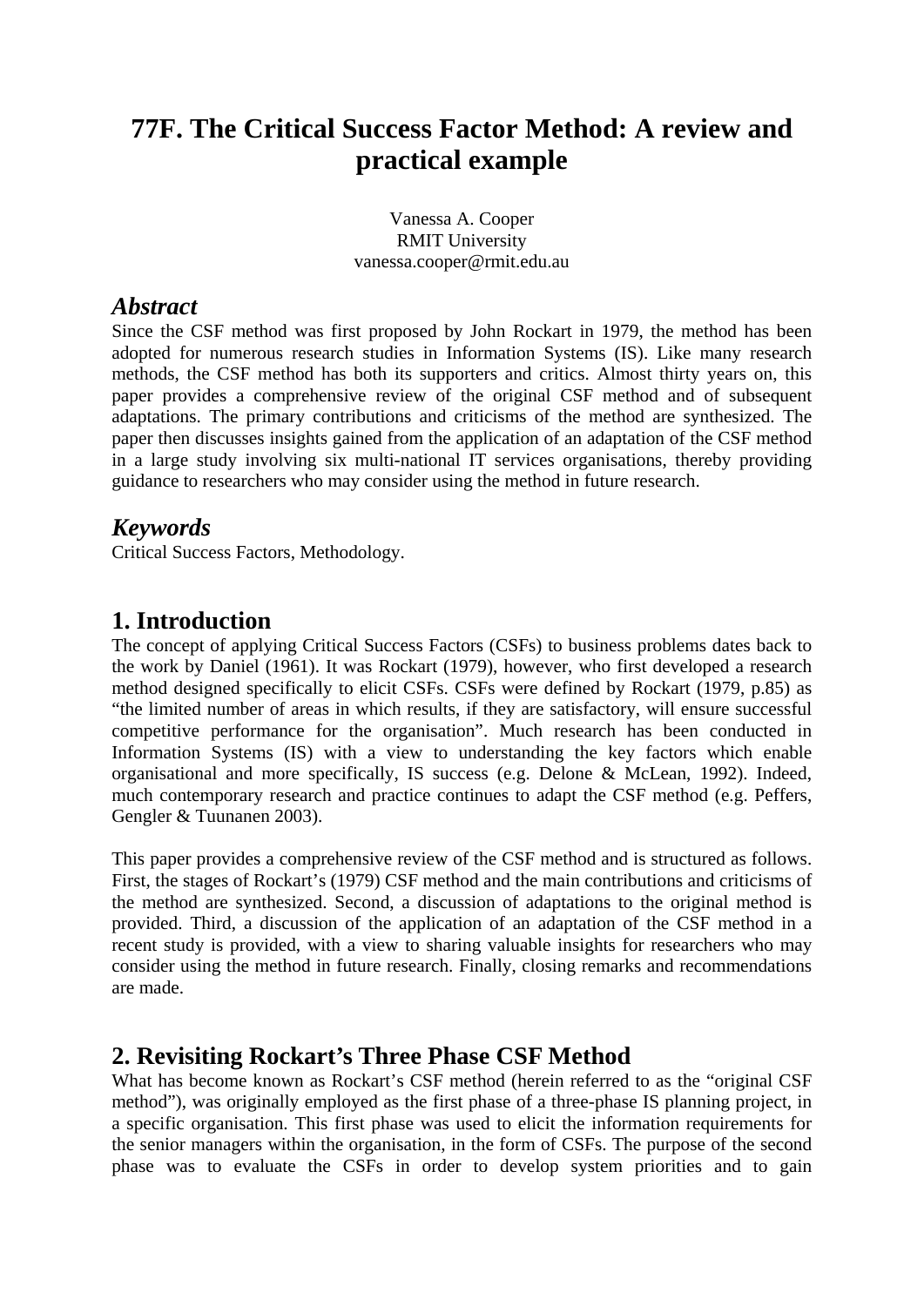# 77F. The Critical Success Factor Method: A review and practical example

Vanessa A. Cooper
RMIT University
vanessa.cooper@rmit.edu.au

## *Abstract*

Since the CSF method was first proposed by John Rockart in 1979, the method has been adopted for numerous research studies in Information Systems (IS). Like many research methods, the CSF method has both its supporters and critics. Almost thirty years on, this paper provides a comprehensive review of the original CSF method and of subsequent adaptations. The primary contributions and criticisms of the method are synthesized. The paper then discusses insights gained from the application of an adaptation of the CSF method in a large study involving six multi-national IT services organisations, thereby providing guidance to researchers who may consider using the method in future research.

## *Keywords*

Critical Success Factors, Methodology.

## 1. Introduction

The concept of applying Critical Success Factors (CSFs) to business problems dates back to the work by Daniel (1961). It was Rockart (1979), however, who first developed a research method designed specifically to elicit CSFs. CSFs were defined by Rockart (1979, p.85) as "the limited number of areas in which results, if they are satisfactory, will ensure successful competitive performance for the organisation". Much research has been conducted in Information Systems (IS) with a view to understanding the key factors which enable organisational and more specifically, IS success (e.g. Delone & McLean, 1992). Indeed, much contemporary research and practice continues to adapt the CSF method (e.g. Peffers, Gengler & Tuunanen 2003).

This paper provides a comprehensive review of the CSF method and is structured as follows. First, the stages of Rockart's (1979) CSF method and the main contributions and criticisms of the method are synthesized. Second, a discussion of adaptations to the original method is provided. Third, a discussion of the application of an adaptation of the CSF method in a recent study is provided, with a view to sharing valuable insights for researchers who may consider using the method in future research. Finally, closing remarks and recommendations are made.

## 2. Revisiting Rockart's Three Phase CSF Method

What has become known as Rockart's CSF method (herein referred to as the "original CSF method"), was originally employed as the first phase of a three-phase IS planning project, in a specific organisation. This first phase was used to elicit the information requirements for the senior managers within the organisation, in the form of CSFs. The purpose of the second phase was to evaluate the CSFs in order to develop system priorities and to gain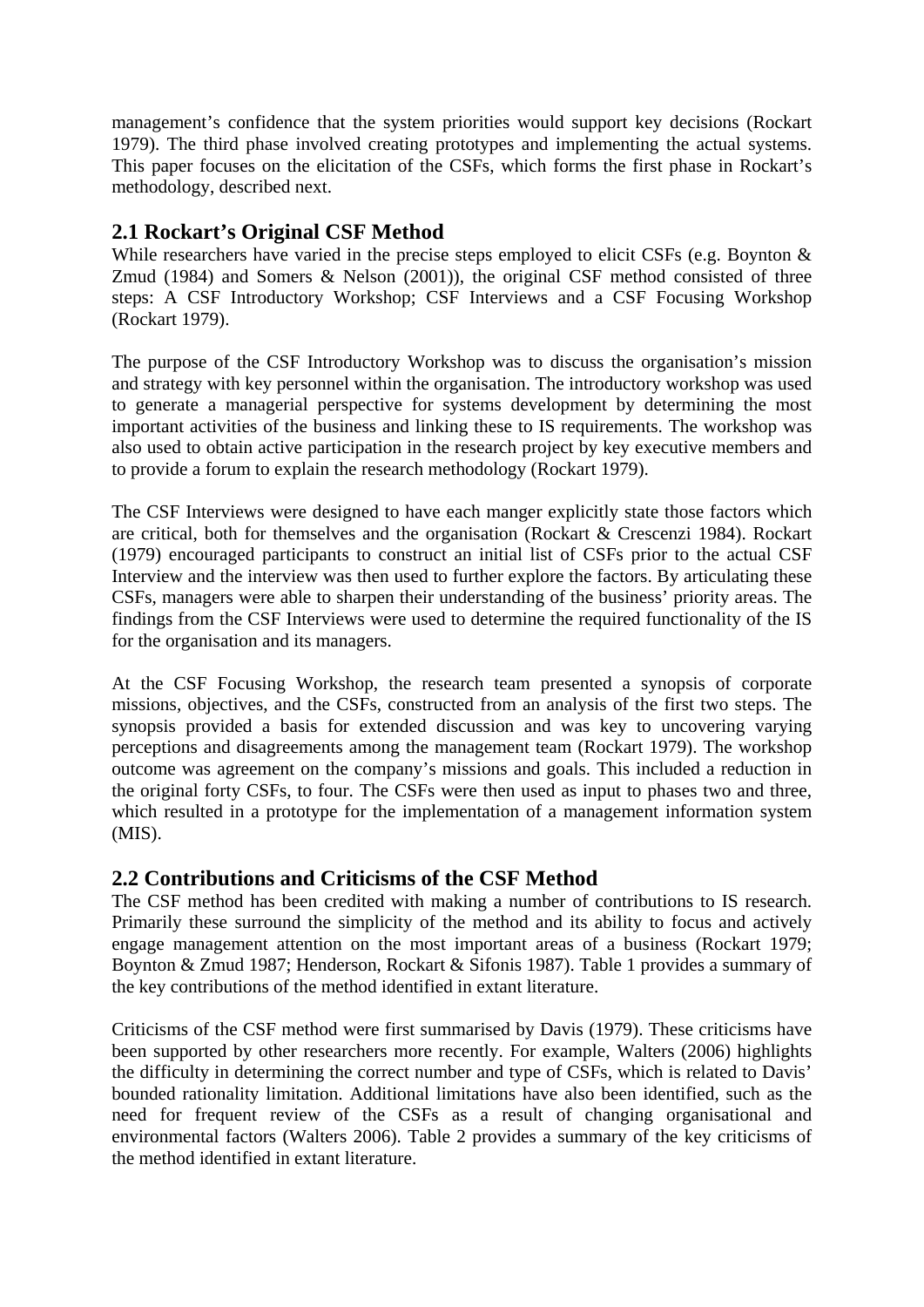management's confidence that the system priorities would support key decisions (Rockart 1979). The third phase involved creating prototypes and implementing the actual systems. This paper focuses on the elicitation of the CSFs, which forms the first phase in Rockart's methodology, described next.

## 2.1 Rockart's Original CSF Method

While researchers have varied in the precise steps employed to elicit CSFs (e.g. Boynton & Zmud (1984) and Somers & Nelson (2001)), the original CSF method consisted of three steps: A CSF Introductory Workshop; CSF Interviews and a CSF Focusing Workshop (Rockart 1979).

The purpose of the CSF Introductory Workshop was to discuss the organisation's mission and strategy with key personnel within the organisation. The introductory workshop was used to generate a managerial perspective for systems development by determining the most important activities of the business and linking these to IS requirements. The workshop was also used to obtain active participation in the research project by key executive members and to provide a forum to explain the research methodology (Rockart 1979).

The CSF Interviews were designed to have each manger explicitly state those factors which are critical, both for themselves and the organisation (Rockart & Crescenzi 1984). Rockart (1979) encouraged participants to construct an initial list of CSFs prior to the actual CSF Interview and the interview was then used to further explore the factors. By articulating these CSFs, managers were able to sharpen their understanding of the business' priority areas. The findings from the CSF Interviews were used to determine the required functionality of the IS for the organisation and its managers.

At the CSF Focusing Workshop, the research team presented a synopsis of corporate missions, objectives, and the CSFs, constructed from an analysis of the first two steps. The synopsis provided a basis for extended discussion and was key to uncovering varying perceptions and disagreements among the management team (Rockart 1979). The workshop outcome was agreement on the company's missions and goals. This included a reduction in the original forty CSFs, to four. The CSFs were then used as input to phases two and three, which resulted in a prototype for the implementation of a management information system (MIS).

## 2.2 Contributions and Criticisms of the CSF Method

The CSF method has been credited with making a number of contributions to IS research. Primarily these surround the simplicity of the method and its ability to focus and actively engage management attention on the most important areas of a business (Rockart 1979; Boynton & Zmud 1987; Henderson, Rockart & Sifonis 1987). Table 1 provides a summary of the key contributions of the method identified in extant literature.

Criticisms of the CSF method were first summarised by Davis (1979). These criticisms have been supported by other researchers more recently. For example, Walters (2006) highlights the difficulty in determining the correct number and type of CSFs, which is related to Davis' bounded rationality limitation. Additional limitations have also been identified, such as the need for frequent review of the CSFs as a result of changing organisational and environmental factors (Walters 2006). Table 2 provides a summary of the key criticisms of the method identified in extant literature.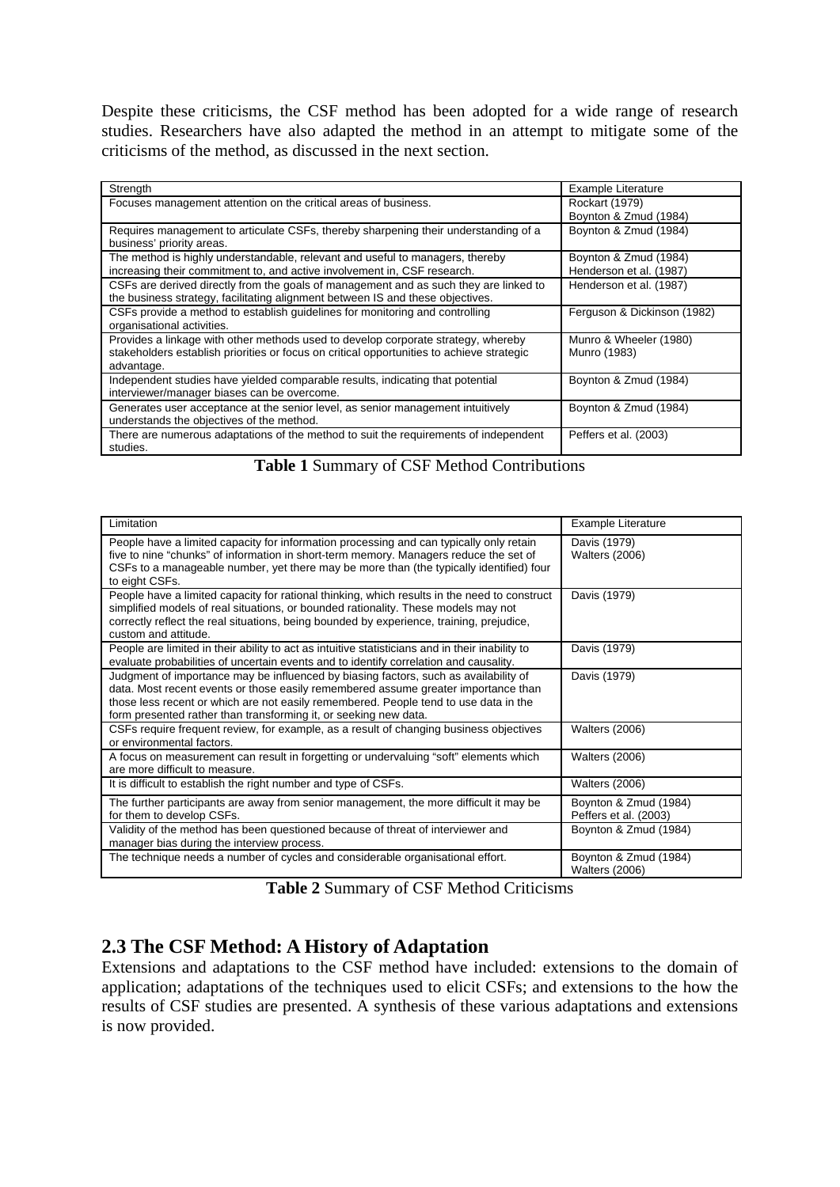Despite these criticisms, the CSF method has been adopted for a wide range of research studies. Researchers have also adapted the method in an attempt to mitigate some of the criticisms of the method, as discussed in the next section.

| Strength | Example Literature |
|---|---|
| Focuses management attention on the critical areas of business. | Rockart (1979)<br>Boynton & Zmud (1984) |
| Requires management to articulate CSFs, thereby sharpening their understanding of a business' priority areas. | Boynton & Zmud (1984) |
| The method is highly understandable, relevant and useful to managers, thereby increasing their commitment to, and active involvement in, CSF research. | Boynton & Zmud (1984)<br>Henderson et al. (1987) |
| CSFs are derived directly from the goals of management and as such they are linked to the business strategy, facilitating alignment between IS and these objectives. | Henderson et al. (1987) |
| CSFs provide a method to establish guidelines for monitoring and controlling organisational activities. | Ferguson & Dickinson (1982) |
| Provides a linkage with other methods used to develop corporate strategy, whereby stakeholders establish priorities or focus on critical opportunities to achieve strategic advantage. | Munro & Wheeler (1980)<br>Munro (1983) |
| Independent studies have yielded comparable results, indicating that potential interviewer/manager biases can be overcome. | Boynton & Zmud (1984) |
| Generates user acceptance at the senior level, as senior management intuitively understands the objectives of the method. | Boynton & Zmud (1984) |
| There are numerous adaptations of the method to suit the requirements of independent studies. | Peffers et al. (2003) |

**Table 1** Summary of CSF Method Contributions

| Limitation | Example Literature |
|---|---|
| People have a limited capacity for information processing and can typically only retain five to nine "chunks" of information in short-term memory. Managers reduce the set of CSFs to a manageable number, yet there may be more than (the typically identified) four to eight CSFs. | Davis (1979)<br>Walters (2006) |
| People have a limited capacity for rational thinking, which results in the need to construct simplified models of real situations, or bounded rationality. These models may not correctly reflect the real situations, being bounded by experience, training, prejudice, custom and attitude. | Davis (1979) |
| People are limited in their ability to act as intuitive statisticians and in their inability to evaluate probabilities of uncertain events and to identify correlation and causality. | Davis (1979) |
| Judgment of importance may be influenced by biasing factors, such as availability of data. Most recent events or those easily remembered assume greater importance than those less recent or which are not easily remembered. People tend to use data in the form presented rather than transforming it, or seeking new data. | Davis (1979) |
| CSFs require frequent review, for example, as a result of changing business objectives or environmental factors. | Walters (2006) |
| A focus on measurement can result in forgetting or undervaluing "soft" elements which are more difficult to measure. | Walters (2006) |
| It is difficult to establish the right number and type of CSFs. | Walters (2006) |
| The further participants are away from senior management, the more difficult it may be for them to develop CSFs. | Boynton & Zmud (1984)<br>Peffers et al. (2003) |
| Validity of the method has been questioned because of threat of interviewer and manager bias during the interview process. | Boynton & Zmud (1984) |
| The technique needs a number of cycles and considerable organisational effort. | Boynton & Zmud (1984)<br>Walters (2006) |

**Table 2** Summary of CSF Method Criticisms

## 2.3 The CSF Method: A History of Adaptation

Extensions and adaptations to the CSF method have included: extensions to the domain of application; adaptations of the techniques used to elicit CSFs; and extensions to the how the results of CSF studies are presented. A synthesis of these various adaptations and extensions is now provided.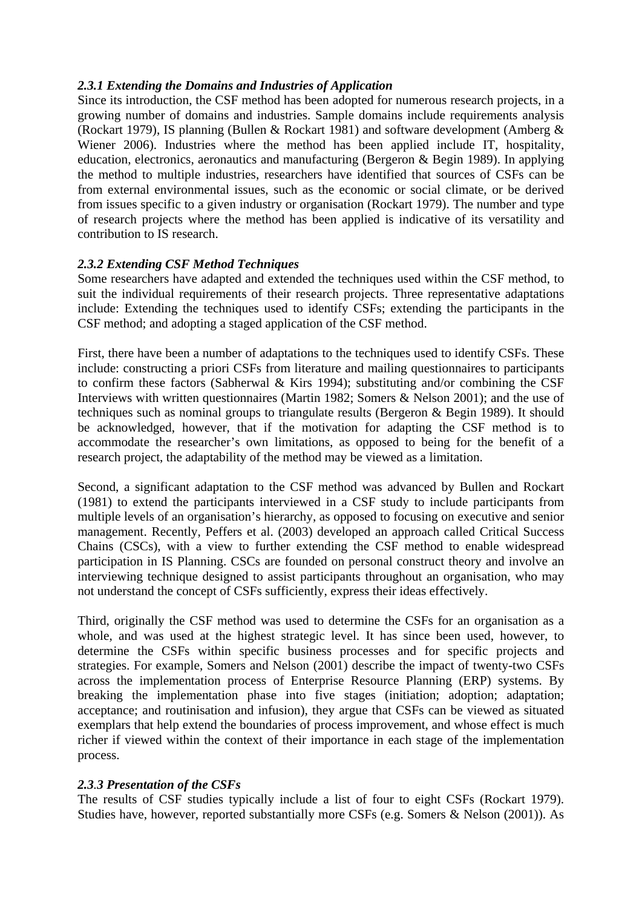### *2.3.1 Extending the Domains and Industries of Application*

Since its introduction, the CSF method has been adopted for numerous research projects, in a growing number of domains and industries. Sample domains include requirements analysis (Rockart 1979), IS planning (Bullen & Rockart 1981) and software development (Amberg & Wiener 2006). Industries where the method has been applied include IT, hospitality, education, electronics, aeronautics and manufacturing (Bergeron & Begin 1989). In applying the method to multiple industries, researchers have identified that sources of CSFs can be from external environmental issues, such as the economic or social climate, or be derived from issues specific to a given industry or organisation (Rockart 1979). The number and type of research projects where the method has been applied is indicative of its versatility and contribution to IS research.

### *2.3.2 Extending CSF Method Techniques*

Some researchers have adapted and extended the techniques used within the CSF method, to suit the individual requirements of their research projects. Three representative adaptations include: Extending the techniques used to identify CSFs; extending the participants in the CSF method; and adopting a staged application of the CSF method.

First, there have been a number of adaptations to the techniques used to identify CSFs. These include: constructing a priori CSFs from literature and mailing questionnaires to participants to confirm these factors (Sabherwal & Kirs 1994); substituting and/or combining the CSF Interviews with written questionnaires (Martin 1982; Somers & Nelson 2001); and the use of techniques such as nominal groups to triangulate results (Bergeron & Begin 1989). It should be acknowledged, however, that if the motivation for adapting the CSF method is to accommodate the researcher's own limitations, as opposed to being for the benefit of a research project, the adaptability of the method may be viewed as a limitation.

Second, a significant adaptation to the CSF method was advanced by Bullen and Rockart (1981) to extend the participants interviewed in a CSF study to include participants from multiple levels of an organisation's hierarchy, as opposed to focusing on executive and senior management. Recently, Peffers et al. (2003) developed an approach called Critical Success Chains (CSCs), with a view to further extending the CSF method to enable widespread participation in IS Planning. CSCs are founded on personal construct theory and involve an interviewing technique designed to assist participants throughout an organisation, who may not understand the concept of CSFs sufficiently, express their ideas effectively.

Third, originally the CSF method was used to determine the CSFs for an organisation as a whole, and was used at the highest strategic level. It has since been used, however, to determine the CSFs within specific business processes and for specific projects and strategies. For example, Somers and Nelson (2001) describe the impact of twenty-two CSFs across the implementation process of Enterprise Resource Planning (ERP) systems. By breaking the implementation phase into five stages (initiation; adoption; adaptation; acceptance; and routinisation and infusion), they argue that CSFs can be viewed as situated exemplars that help extend the boundaries of process improvement, and whose effect is much richer if viewed within the context of their importance in each stage of the implementation process.

### *2.3.3 Presentation of the CSFs*

The results of CSF studies typically include a list of four to eight CSFs (Rockart 1979). Studies have, however, reported substantially more CSFs (e.g. Somers & Nelson (2001)). As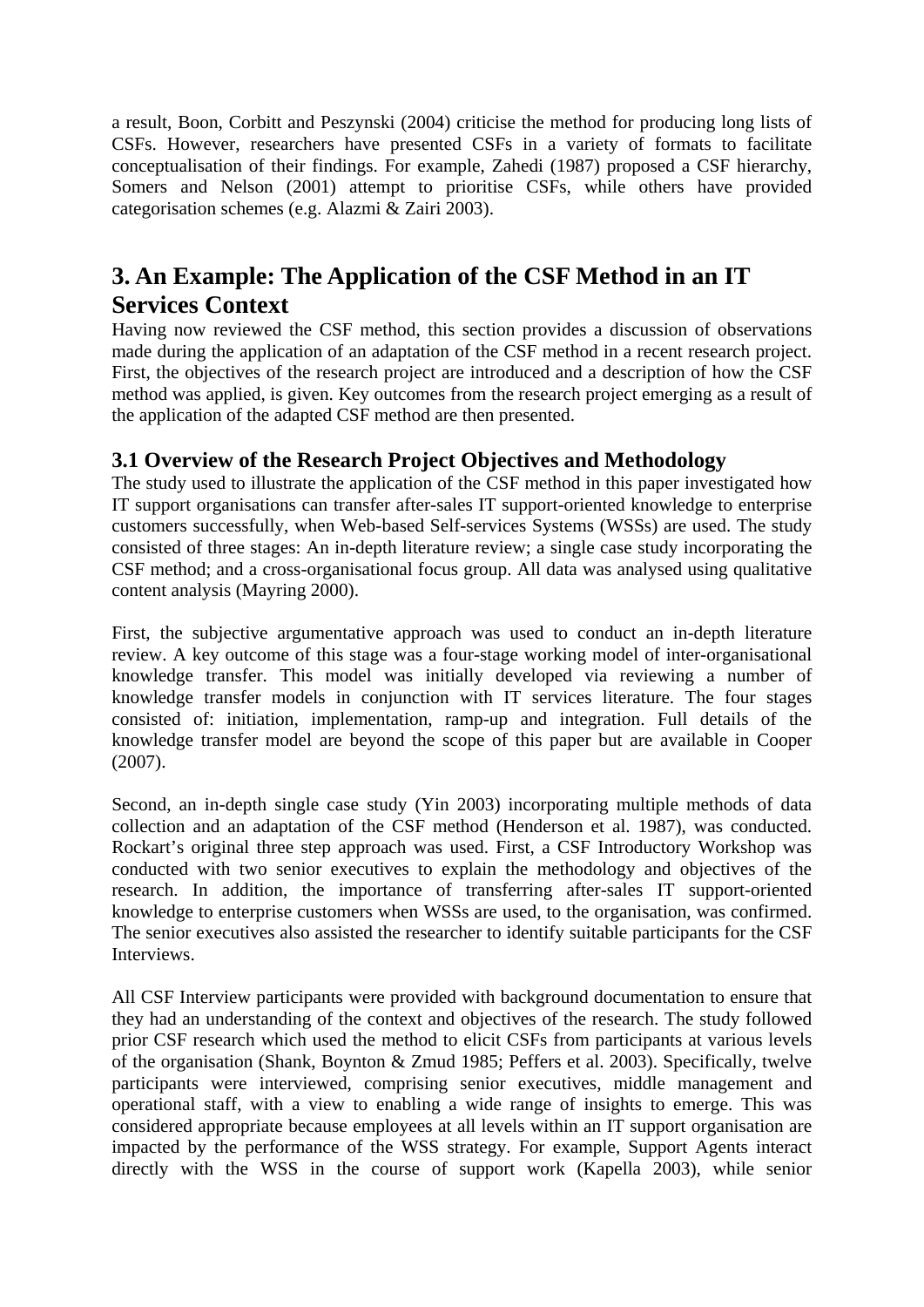a result, Boon, Corbitt and Peszynski (2004) criticise the method for producing long lists of CSFs. However, researchers have presented CSFs in a variety of formats to facilitate conceptualisation of their findings. For example, Zahedi (1987) proposed a CSF hierarchy, Somers and Nelson (2001) attempt to prioritise CSFs, while others have provided categorisation schemes (e.g. Alazmi & Zairi 2003).

## 3. An Example: The Application of the CSF Method in an IT Services Context

Having now reviewed the CSF method, this section provides a discussion of observations made during the application of an adaptation of the CSF method in a recent research project. First, the objectives of the research project are introduced and a description of how the CSF method was applied, is given. Key outcomes from the research project emerging as a result of the application of the adapted CSF method are then presented.

### 3.1 Overview of the Research Project Objectives and Methodology

The study used to illustrate the application of the CSF method in this paper investigated how IT support organisations can transfer after-sales IT support-oriented knowledge to enterprise customers successfully, when Web-based Self-services Systems (WSSs) are used. The study consisted of three stages: An in-depth literature review; a single case study incorporating the CSF method; and a cross-organisational focus group. All data was analysed using qualitative content analysis (Mayring 2000).

First, the subjective argumentative approach was used to conduct an in-depth literature review. A key outcome of this stage was a four-stage working model of inter-organisational knowledge transfer. This model was initially developed via reviewing a number of knowledge transfer models in conjunction with IT services literature. The four stages consisted of: initiation, implementation, ramp-up and integration. Full details of the knowledge transfer model are beyond the scope of this paper but are available in Cooper (2007).

Second, an in-depth single case study (Yin 2003) incorporating multiple methods of data collection and an adaptation of the CSF method (Henderson et al. 1987), was conducted. Rockart's original three step approach was used. First, a CSF Introductory Workshop was conducted with two senior executives to explain the methodology and objectives of the research. In addition, the importance of transferring after-sales IT support-oriented knowledge to enterprise customers when WSSs are used, to the organisation, was confirmed. The senior executives also assisted the researcher to identify suitable participants for the CSF Interviews.

All CSF Interview participants were provided with background documentation to ensure that they had an understanding of the context and objectives of the research. The study followed prior CSF research which used the method to elicit CSFs from participants at various levels of the organisation (Shank, Boynton & Zmud 1985; Peffers et al. 2003). Specifically, twelve participants were interviewed, comprising senior executives, middle management and operational staff, with a view to enabling a wide range of insights to emerge. This was considered appropriate because employees at all levels within an IT support organisation are impacted by the performance of the WSS strategy. For example, Support Agents interact directly with the WSS in the course of support work (Kapella 2003), while senior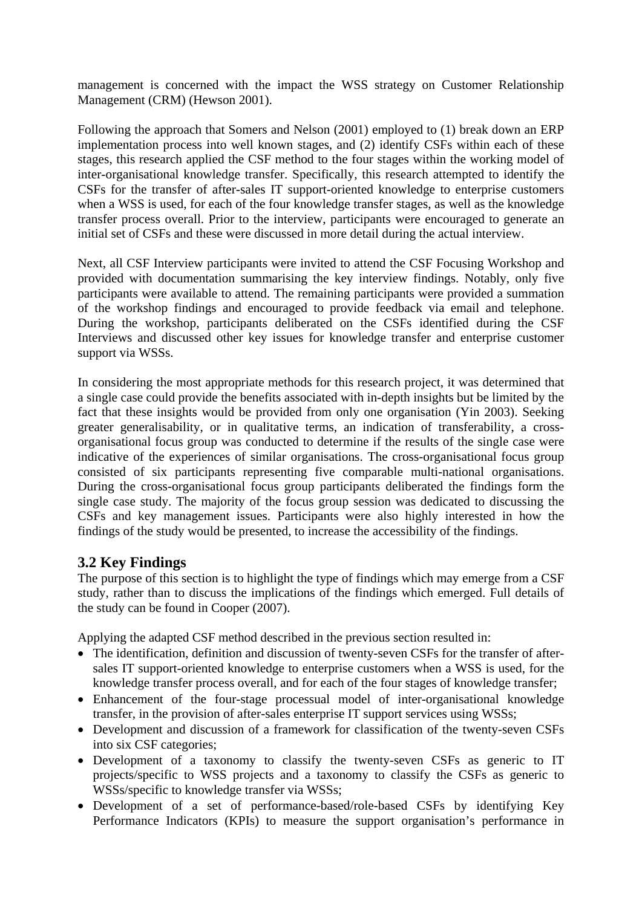management is concerned with the impact the WSS strategy on Customer Relationship Management (CRM) (Hewson 2001).

Following the approach that Somers and Nelson (2001) employed to (1) break down an ERP implementation process into well known stages, and (2) identify CSFs within each of these stages, this research applied the CSF method to the four stages within the working model of inter-organisational knowledge transfer. Specifically, this research attempted to identify the CSFs for the transfer of after-sales IT support-oriented knowledge to enterprise customers when a WSS is used, for each of the four knowledge transfer stages, as well as the knowledge transfer process overall. Prior to the interview, participants were encouraged to generate an initial set of CSFs and these were discussed in more detail during the actual interview.

Next, all CSF Interview participants were invited to attend the CSF Focusing Workshop and provided with documentation summarising the key interview findings. Notably, only five participants were available to attend. The remaining participants were provided a summation of the workshop findings and encouraged to provide feedback via email and telephone. During the workshop, participants deliberated on the CSFs identified during the CSF Interviews and discussed other key issues for knowledge transfer and enterprise customer support via WSSs.

In considering the most appropriate methods for this research project, it was determined that a single case could provide the benefits associated with in-depth insights but be limited by the fact that these insights would be provided from only one organisation (Yin 2003). Seeking greater generalisability, or in qualitative terms, an indication of transferability, a cross-organisational focus group was conducted to determine if the results of the single case were indicative of the experiences of similar organisations. The cross-organisational focus group consisted of six participants representing five comparable multi-national organisations. During the cross-organisational focus group participants deliberated the findings form the single case study. The majority of the focus group session was dedicated to discussing the CSFs and key management issues. Participants were also highly interested in how the findings of the study would be presented, to increase the accessibility of the findings.

## 3.2 Key Findings

The purpose of this section is to highlight the type of findings which may emerge from a CSF study, rather than to discuss the implications of the findings which emerged. Full details of the study can be found in Cooper (2007).

Applying the adapted CSF method described in the previous section resulted in:

- The identification, definition and discussion of twenty-seven CSFs for the transfer of after-sales IT support-oriented knowledge to enterprise customers when a WSS is used, for the knowledge transfer process overall, and for each of the four stages of knowledge transfer;
- Enhancement of the four-stage processual model of inter-organisational knowledge transfer, in the provision of after-sales enterprise IT support services using WSSs;
- Development and discussion of a framework for classification of the twenty-seven CSFs into six CSF categories;
- Development of a taxonomy to classify the twenty-seven CSFs as generic to IT projects/specific to WSS projects and a taxonomy to classify the CSFs as generic to WSSs/specific to knowledge transfer via WSSs;
- Development of a set of performance-based/role-based CSFs by identifying Key Performance Indicators (KPIs) to measure the support organisation's performance in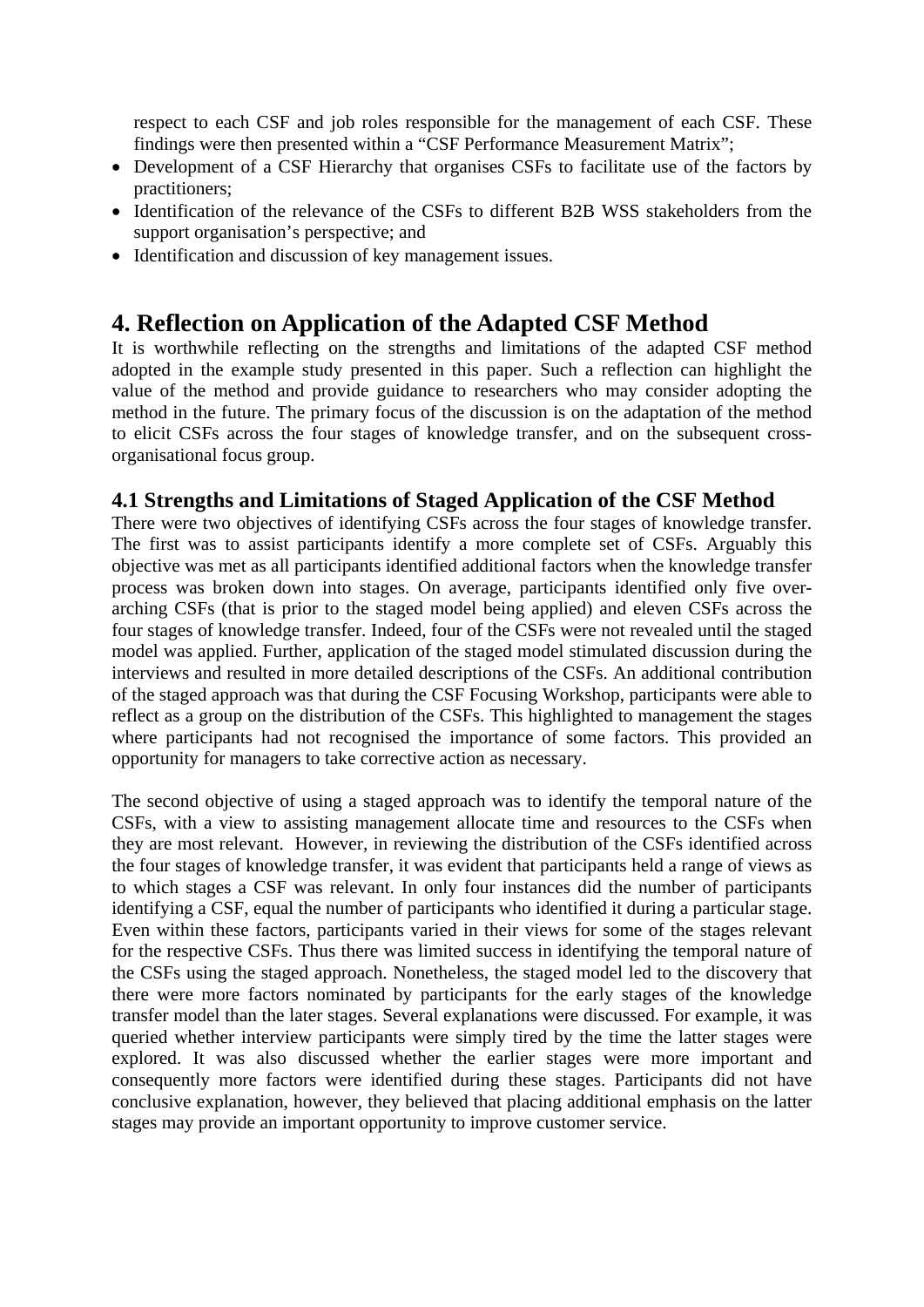respect to each CSF and job roles responsible for the management of each CSF. These findings were then presented within a "CSF Performance Measurement Matrix";

- Development of a CSF Hierarchy that organises CSFs to facilitate use of the factors by practitioners;
- Identification of the relevance of the CSFs to different B2B WSS stakeholders from the support organisation's perspective; and
- Identification and discussion of key management issues.

# 4. Reflection on Application of the Adapted CSF Method

It is worthwhile reflecting on the strengths and limitations of the adapted CSF method adopted in the example study presented in this paper. Such a reflection can highlight the value of the method and provide guidance to researchers who may consider adopting the method in the future. The primary focus of the discussion is on the adaptation of the method to elicit CSFs across the four stages of knowledge transfer, and on the subsequent cross-organisational focus group.

## 4.1 Strengths and Limitations of Staged Application of the CSF Method

There were two objectives of identifying CSFs across the four stages of knowledge transfer. The first was to assist participants identify a more complete set of CSFs. Arguably this objective was met as all participants identified additional factors when the knowledge transfer process was broken down into stages. On average, participants identified only five over-arching CSFs (that is prior to the staged model being applied) and eleven CSFs across the four stages of knowledge transfer. Indeed, four of the CSFs were not revealed until the staged model was applied. Further, application of the staged model stimulated discussion during the interviews and resulted in more detailed descriptions of the CSFs. An additional contribution of the staged approach was that during the CSF Focusing Workshop, participants were able to reflect as a group on the distribution of the CSFs. This highlighted to management the stages where participants had not recognised the importance of some factors. This provided an opportunity for managers to take corrective action as necessary.

The second objective of using a staged approach was to identify the temporal nature of the CSFs, with a view to assisting management allocate time and resources to the CSFs when they are most relevant. However, in reviewing the distribution of the CSFs identified across the four stages of knowledge transfer, it was evident that participants held a range of views as to which stages a CSF was relevant. In only four instances did the number of participants identifying a CSF, equal the number of participants who identified it during a particular stage. Even within these factors, participants varied in their views for some of the stages relevant for the respective CSFs. Thus there was limited success in identifying the temporal nature of the CSFs using the staged approach. Nonetheless, the staged model led to the discovery that there were more factors nominated by participants for the early stages of the knowledge transfer model than the later stages. Several explanations were discussed. For example, it was queried whether interview participants were simply tired by the time the latter stages were explored. It was also discussed whether the earlier stages were more important and consequently more factors were identified during these stages. Participants did not have conclusive explanation, however, they believed that placing additional emphasis on the latter stages may provide an important opportunity to improve customer service.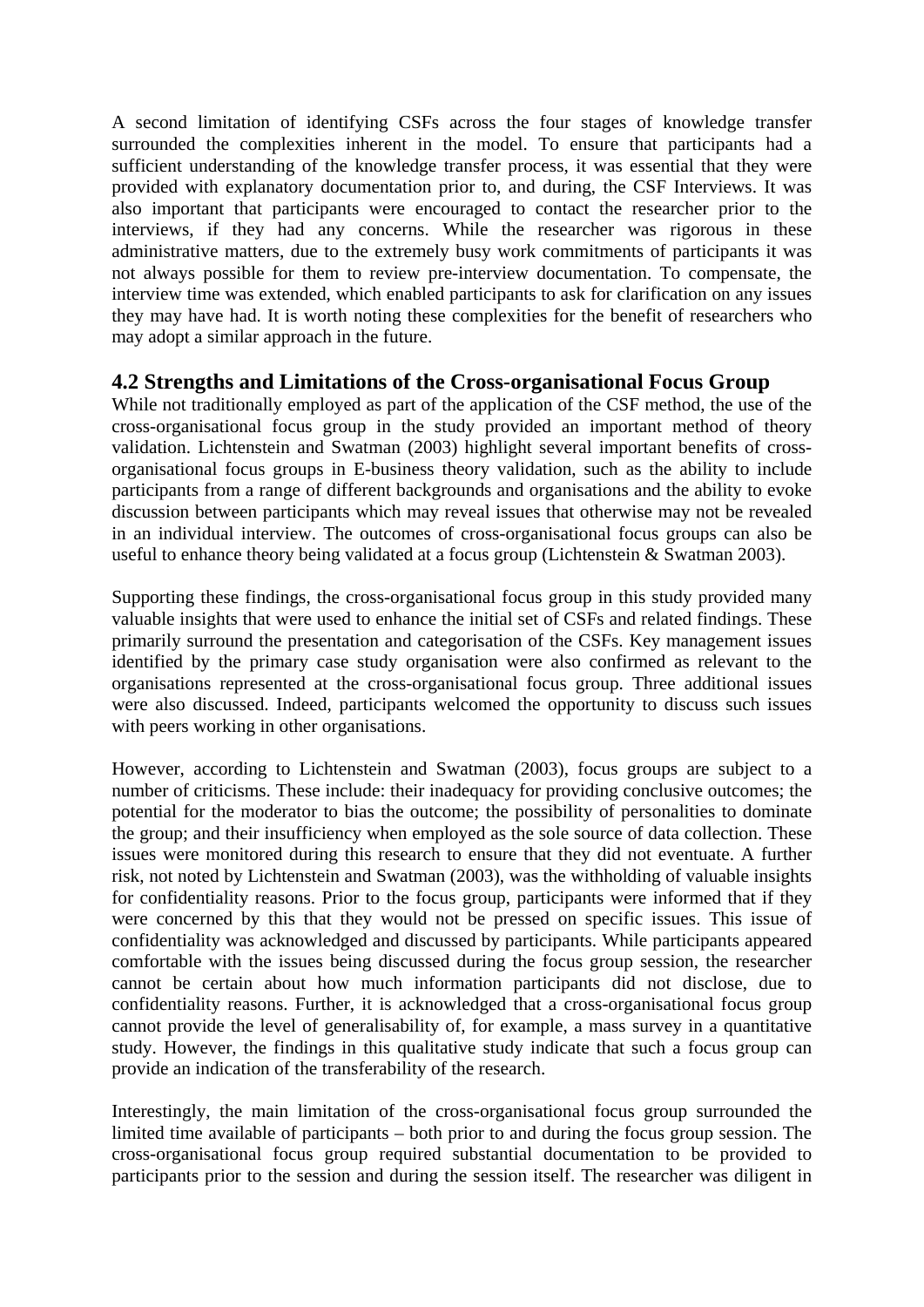A second limitation of identifying CSFs across the four stages of knowledge transfer surrounded the complexities inherent in the model. To ensure that participants had a sufficient understanding of the knowledge transfer process, it was essential that they were provided with explanatory documentation prior to, and during, the CSF Interviews. It was also important that participants were encouraged to contact the researcher prior to the interviews, if they had any concerns. While the researcher was rigorous in these administrative matters, due to the extremely busy work commitments of participants it was not always possible for them to review pre-interview documentation. To compensate, the interview time was extended, which enabled participants to ask for clarification on any issues they may have had. It is worth noting these complexities for the benefit of researchers who may adopt a similar approach in the future.

## 4.2 Strengths and Limitations of the Cross-organisational Focus Group

While not traditionally employed as part of the application of the CSF method, the use of the cross-organisational focus group in the study provided an important method of theory validation. Lichtenstein and Swatman (2003) highlight several important benefits of cross-organisational focus groups in E-business theory validation, such as the ability to include participants from a range of different backgrounds and organisations and the ability to evoke discussion between participants which may reveal issues that otherwise may not be revealed in an individual interview. The outcomes of cross-organisational focus groups can also be useful to enhance theory being validated at a focus group (Lichtenstein & Swatman 2003).

Supporting these findings, the cross-organisational focus group in this study provided many valuable insights that were used to enhance the initial set of CSFs and related findings. These primarily surround the presentation and categorisation of the CSFs. Key management issues identified by the primary case study organisation were also confirmed as relevant to the organisations represented at the cross-organisational focus group. Three additional issues were also discussed. Indeed, participants welcomed the opportunity to discuss such issues with peers working in other organisations.

However, according to Lichtenstein and Swatman (2003), focus groups are subject to a number of criticisms. These include: their inadequacy for providing conclusive outcomes; the potential for the moderator to bias the outcome; the possibility of personalities to dominate the group; and their insufficiency when employed as the sole source of data collection. These issues were monitored during this research to ensure that they did not eventuate. A further risk, not noted by Lichtenstein and Swatman (2003), was the withholding of valuable insights for confidentiality reasons. Prior to the focus group, participants were informed that if they were concerned by this that they would not be pressed on specific issues. This issue of confidentiality was acknowledged and discussed by participants. While participants appeared comfortable with the issues being discussed during the focus group session, the researcher cannot be certain about how much information participants did not disclose, due to confidentiality reasons. Further, it is acknowledged that a cross-organisational focus group cannot provide the level of generalisability of, for example, a mass survey in a quantitative study. However, the findings in this qualitative study indicate that such a focus group can provide an indication of the transferability of the research.

Interestingly, the main limitation of the cross-organisational focus group surrounded the limited time available of participants – both prior to and during the focus group session. The cross-organisational focus group required substantial documentation to be provided to participants prior to the session and during the session itself. The researcher was diligent in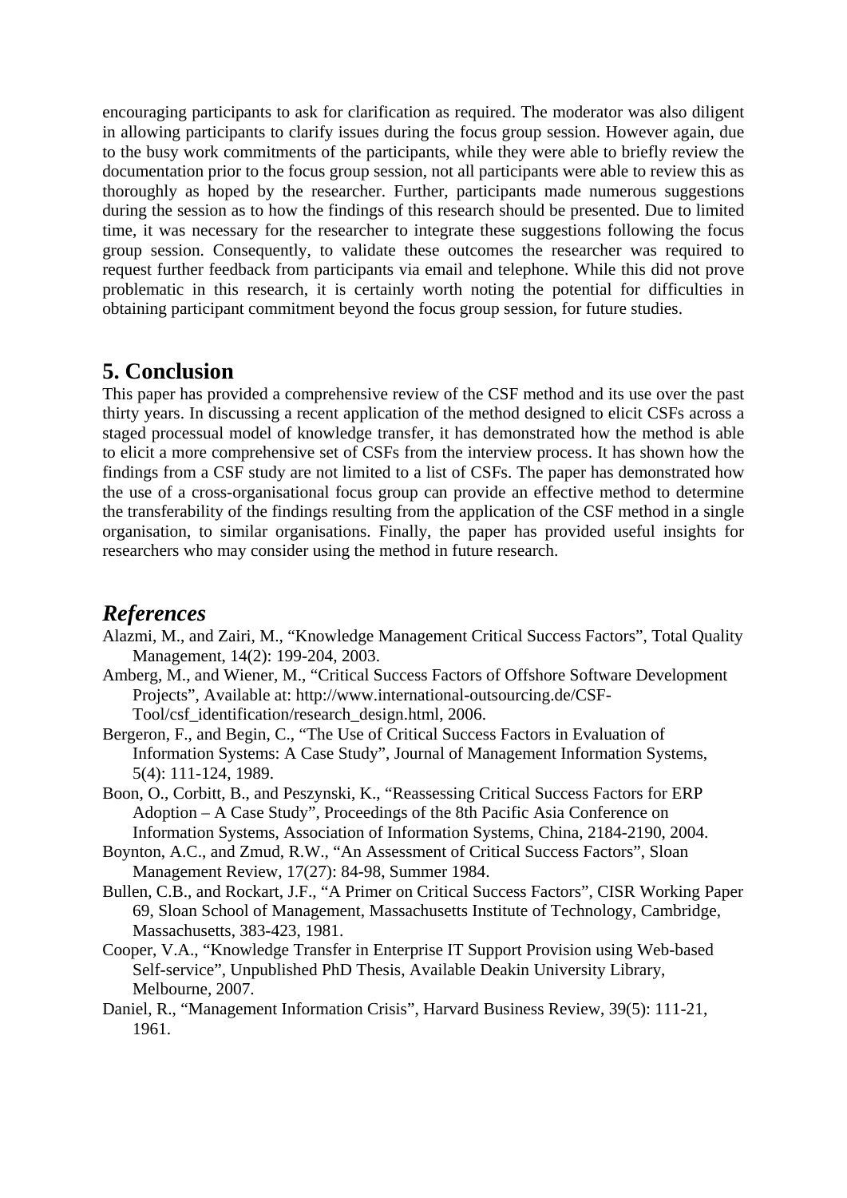encouraging participants to ask for clarification as required. The moderator was also diligent in allowing participants to clarify issues during the focus group session. However again, due to the busy work commitments of the participants, while they were able to briefly review the documentation prior to the focus group session, not all participants were able to review this as thoroughly as hoped by the researcher. Further, participants made numerous suggestions during the session as to how the findings of this research should be presented. Due to limited time, it was necessary for the researcher to integrate these suggestions following the focus group session. Consequently, to validate these outcomes the researcher was required to request further feedback from participants via email and telephone. While this did not prove problematic in this research, it is certainly worth noting the potential for difficulties in obtaining participant commitment beyond the focus group session, for future studies.

## 5. Conclusion

This paper has provided a comprehensive review of the CSF method and its use over the past thirty years. In discussing a recent application of the method designed to elicit CSFs across a staged processual model of knowledge transfer, it has demonstrated how the method is able to elicit a more comprehensive set of CSFs from the interview process. It has shown how the findings from a CSF study are not limited to a list of CSFs. The paper has demonstrated how the use of a cross-organisational focus group can provide an effective method to determine the transferability of the findings resulting from the application of the CSF method in a single organisation, to similar organisations. Finally, the paper has provided useful insights for researchers who may consider using the method in future research.

## *References*

Alazmi, M., and Zairi, M., "Knowledge Management Critical Success Factors", Total Quality Management, 14(2): 199-204, 2003.

Amberg, M., and Wiener, M., "Critical Success Factors of Offshore Software Development Projects", Available at: http://www.international-outsourcing.de/CSF-Tool/csf_identification/research_design.html, 2006.

Bergeron, F., and Begin, C., "The Use of Critical Success Factors in Evaluation of Information Systems: A Case Study", Journal of Management Information Systems, 5(4): 111-124, 1989.

Boon, O., Corbitt, B., and Peszynski, K., "Reassessing Critical Success Factors for ERP Adoption – A Case Study", Proceedings of the 8th Pacific Asia Conference on Information Systems, Association of Information Systems, China, 2184-2190, 2004.

Boynton, A.C., and Zmud, R.W., "An Assessment of Critical Success Factors", Sloan Management Review, 17(27): 84-98, Summer 1984.

Bullen, C.B., and Rockart, J.F., "A Primer on Critical Success Factors", CISR Working Paper 69, Sloan School of Management, Massachusetts Institute of Technology, Cambridge, Massachusetts, 383-423, 1981.

Cooper, V.A., "Knowledge Transfer in Enterprise IT Support Provision using Web-based Self-service", Unpublished PhD Thesis, Available Deakin University Library, Melbourne, 2007.

Daniel, R., "Management Information Crisis", Harvard Business Review, 39(5): 111-21, 1961.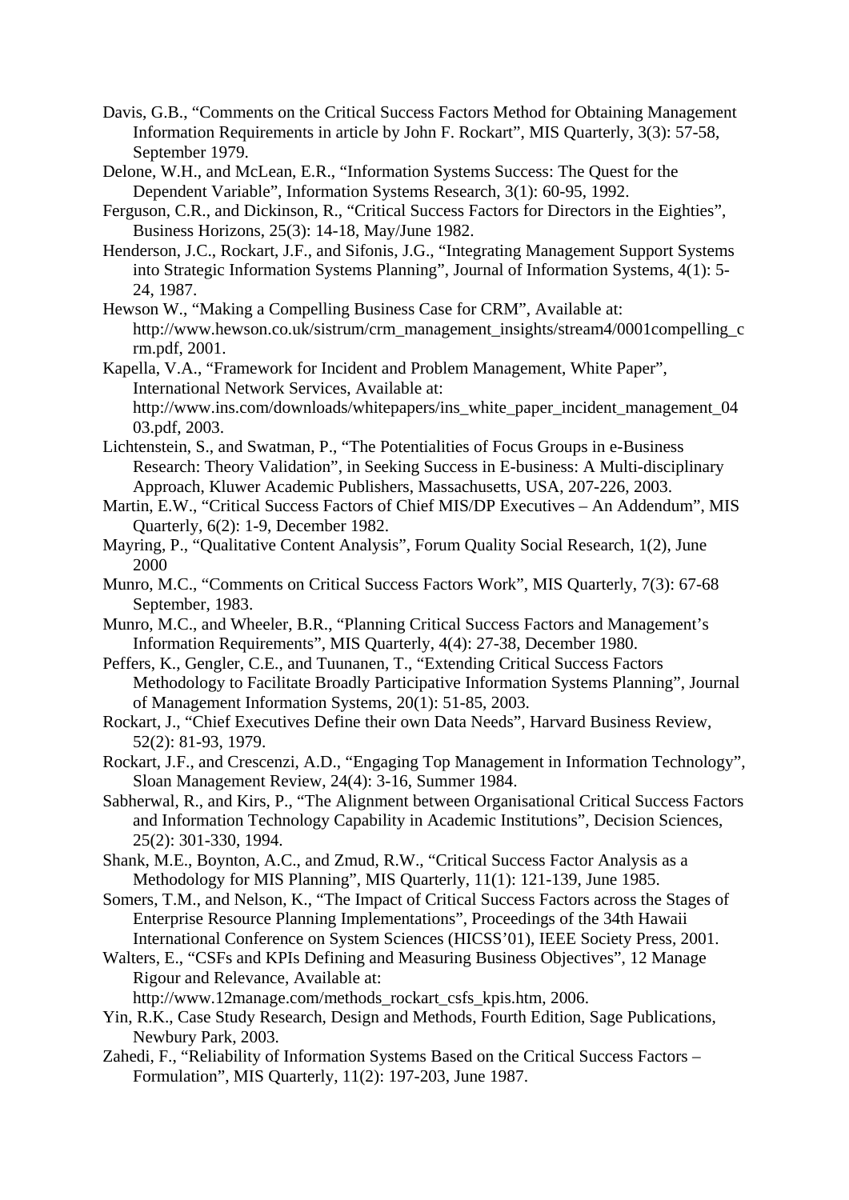Davis, G.B., “Comments on the Critical Success Factors Method for Obtaining Management Information Requirements in article by John F. Rockart”, MIS Quarterly, 3(3): 57-58, September 1979.

Delone, W.H., and McLean, E.R., “Information Systems Success: The Quest for the Dependent Variable”, Information Systems Research, 3(1): 60-95, 1992.

Ferguson, C.R., and Dickinson, R., “Critical Success Factors for Directors in the Eighties”, Business Horizons, 25(3): 14-18, May/June 1982.

Henderson, J.C., Rockart, J.F., and Sifonis, J.G., “Integrating Management Support Systems into Strategic Information Systems Planning”, Journal of Information Systems, 4(1): 5-24, 1987.

Hewson W., “Making a Compelling Business Case for CRM”, Available at: http://www.hewson.co.uk/sistrum/crm_management_insights/stream4/0001compelling_crm.pdf, 2001.

Kapella, V.A., “Framework for Incident and Problem Management, White Paper”, International Network Services, Available at: http://www.ins.com/downloads/whitepapers/ins_white_paper_incident_management_0403.pdf, 2003.

Lichtenstein, S., and Swatman, P., “The Potentialities of Focus Groups in e-Business Research: Theory Validation”, in Seeking Success in E-business: A Multi-disciplinary Approach, Kluwer Academic Publishers, Massachusetts, USA, 207-226, 2003.

Martin, E.W., “Critical Success Factors of Chief MIS/DP Executives – An Addendum”, MIS Quarterly, 6(2): 1-9, December 1982.

Mayring, P., “Qualitative Content Analysis”, Forum Quality Social Research, 1(2), June 2000

Munro, M.C., “Comments on Critical Success Factors Work”, MIS Quarterly, 7(3): 67-68 September, 1983.

Munro, M.C., and Wheeler, B.R., “Planning Critical Success Factors and Management’s Information Requirements”, MIS Quarterly, 4(4): 27-38, December 1980.

Peffers, K., Gengler, C.E., and Tuunanen, T., “Extending Critical Success Factors Methodology to Facilitate Broadly Participative Information Systems Planning”, Journal of Management Information Systems, 20(1): 51-85, 2003.

Rockart, J., “Chief Executives Define their own Data Needs”, Harvard Business Review, 52(2): 81-93, 1979.

Rockart, J.F., and Crescenzi, A.D., “Engaging Top Management in Information Technology”, Sloan Management Review, 24(4): 3-16, Summer 1984.

Sabherwal, R., and Kirs, P., “The Alignment between Organisational Critical Success Factors and Information Technology Capability in Academic Institutions”, Decision Sciences, 25(2): 301-330, 1994.

Shank, M.E., Boynton, A.C., and Zmud, R.W., “Critical Success Factor Analysis as a Methodology for MIS Planning”, MIS Quarterly, 11(1): 121-139, June 1985.

Somers, T.M., and Nelson, K., “The Impact of Critical Success Factors across the Stages of Enterprise Resource Planning Implementations”, Proceedings of the 34th Hawaii International Conference on System Sciences (HICSS’01), IEEE Society Press, 2001.

Walters, E., “CSFs and KPIs Defining and Measuring Business Objectives”, 12 Manage Rigour and Relevance, Available at: http://www.12manage.com/methods_rockart_csfs_kpis.htm, 2006.

Yin, R.K., Case Study Research, Design and Methods, Fourth Edition, Sage Publications, Newbury Park, 2003.

Zahedi, F., “Reliability of Information Systems Based on the Critical Success Factors – Formulation”, MIS Quarterly, 11(2): 197-203, June 1987.